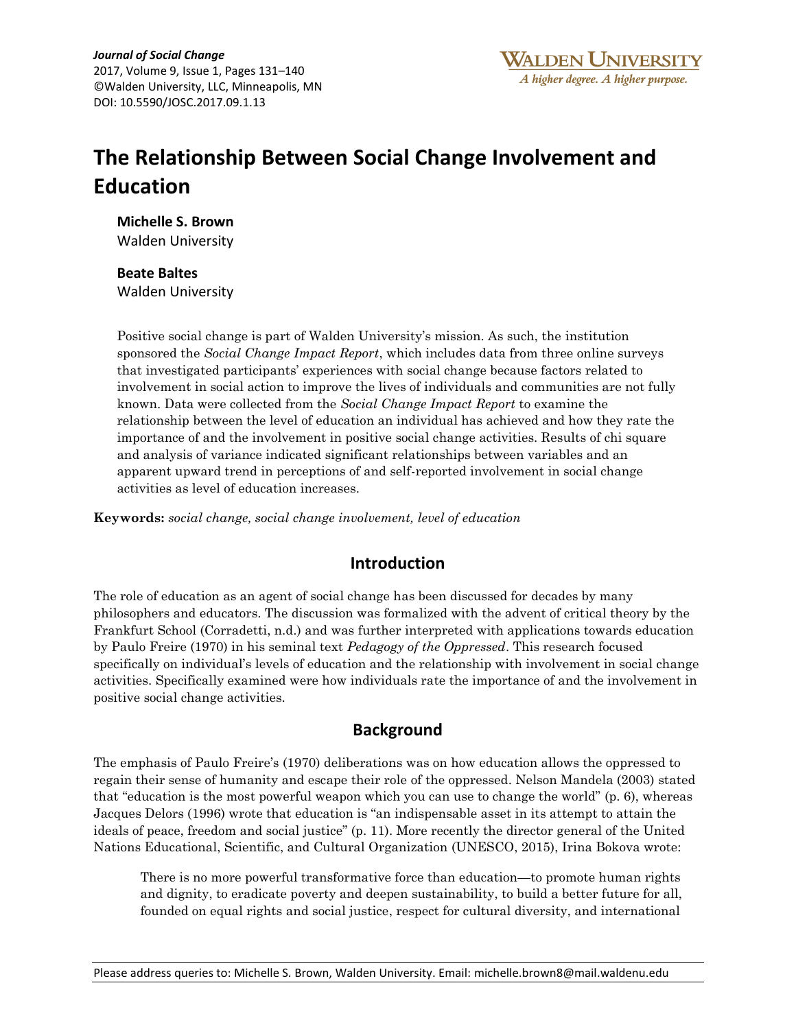# The Relationship Between Social Change Involvement and Education

**Michelle S. Brown**
Walden University

**Beate Baltes**
Walden University

Positive social change is part of Walden University's mission. As such, the institution sponsored the *Social Change Impact Report*, which includes data from three online surveys that investigated participants' experiences with social change because factors related to involvement in social action to improve the lives of individuals and communities are not fully known. Data were collected from the *Social Change Impact Report* to examine the relationship between the level of education an individual has achieved and how they rate the importance of and the involvement in positive social change activities. Results of chi square and analysis of variance indicated significant relationships between variables and an apparent upward trend in perceptions of and self-reported involvement in social change activities as level of education increases.

**Keywords:** *social change, social change involvement, level of education*

## Introduction

The role of education as an agent of social change has been discussed for decades by many philosophers and educators. The discussion was formalized with the advent of critical theory by the Frankfurt School (Corradetti, n.d.) and was further interpreted with applications towards education by Paulo Freire (1970) in his seminal text *Pedagogy of the Oppressed*. This research focused specifically on individual's levels of education and the relationship with involvement in social change activities. Specifically examined were how individuals rate the importance of and the involvement in positive social change activities.

## Background

The emphasis of Paulo Freire's (1970) deliberations was on how education allows the oppressed to regain their sense of humanity and escape their role of the oppressed. Nelson Mandela (2003) stated that "education is the most powerful weapon which you can use to change the world" (p. 6), whereas Jacques Delors (1996) wrote that education is "an indispensable asset in its attempt to attain the ideals of peace, freedom and social justice" (p. 11). More recently the director general of the United Nations Educational, Scientific, and Cultural Organization (UNESCO, 2015), Irina Bokova wrote:

> There is no more powerful transformative force than education—to promote human rights and dignity, to eradicate poverty and deepen sustainability, to build a better future for all, founded on equal rights and social justice, respect for cultural diversity, and international

Please address queries to: Michelle S. Brown, Walden University. Email: michelle.brown8@mail.waldenu.edu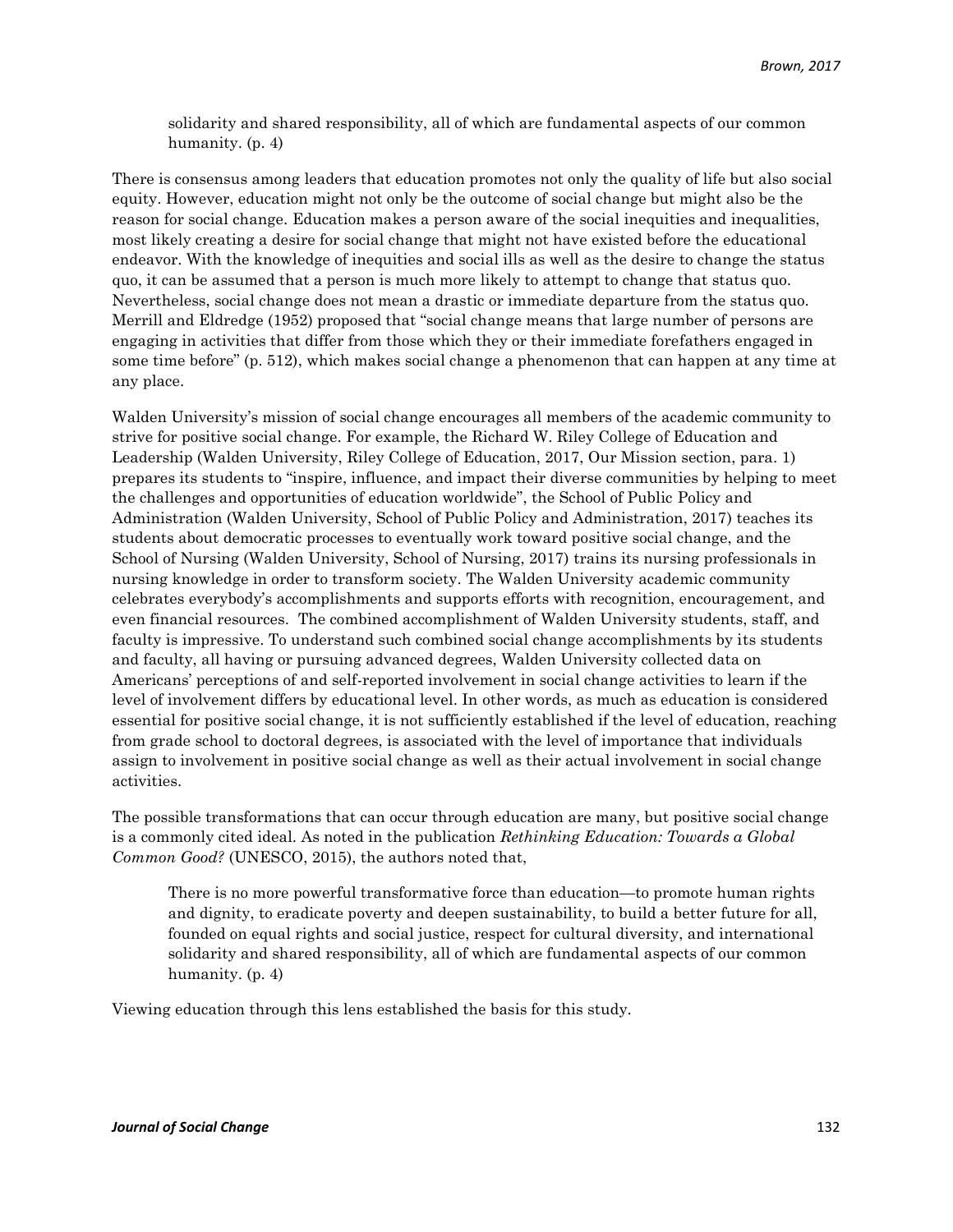> solidarity and shared responsibility, all of which are fundamental aspects of our common humanity. (p. 4)

There is consensus among leaders that education promotes not only the quality of life but also social equity. However, education might not only be the outcome of social change but might also be the reason for social change. Education makes a person aware of the social inequities and inequalities, most likely creating a desire for social change that might not have existed before the educational endeavor. With the knowledge of inequities and social ills as well as the desire to change the status quo, it can be assumed that a person is much more likely to attempt to change that status quo. Nevertheless, social change does not mean a drastic or immediate departure from the status quo. Merrill and Eldredge (1952) proposed that "social change means that large number of persons are engaging in activities that differ from those which they or their immediate forefathers engaged in some time before" (p. 512), which makes social change a phenomenon that can happen at any time at any place.

Walden University's mission of social change encourages all members of the academic community to strive for positive social change. For example, the Richard W. Riley College of Education and Leadership (Walden University, Riley College of Education, 2017, Our Mission section, para. 1) prepares its students to "inspire, influence, and impact their diverse communities by helping to meet the challenges and opportunities of education worldwide", the School of Public Policy and Administration (Walden University, School of Public Policy and Administration, 2017) teaches its students about democratic processes to eventually work toward positive social change, and the School of Nursing (Walden University, School of Nursing, 2017) trains its nursing professionals in nursing knowledge in order to transform society. The Walden University academic community celebrates everybody's accomplishments and supports efforts with recognition, encouragement, and even financial resources. The combined accomplishment of Walden University students, staff, and faculty is impressive. To understand such combined social change accomplishments by its students and faculty, all having or pursuing advanced degrees, Walden University collected data on Americans' perceptions of and self-reported involvement in social change activities to learn if the level of involvement differs by educational level. In other words, as much as education is considered essential for positive social change, it is not sufficiently established if the level of education, reaching from grade school to doctoral degrees, is associated with the level of importance that individuals assign to involvement in positive social change as well as their actual involvement in social change activities.

The possible transformations that can occur through education are many, but positive social change is a commonly cited ideal. As noted in the publication *Rethinking Education: Towards a Global Common Good?* (UNESCO, 2015), the authors noted that,

> There is no more powerful transformative force than education—to promote human rights and dignity, to eradicate poverty and deepen sustainability, to build a better future for all, founded on equal rights and social justice, respect for cultural diversity, and international solidarity and shared responsibility, all of which are fundamental aspects of our common humanity. (p. 4)

Viewing education through this lens established the basis for this study.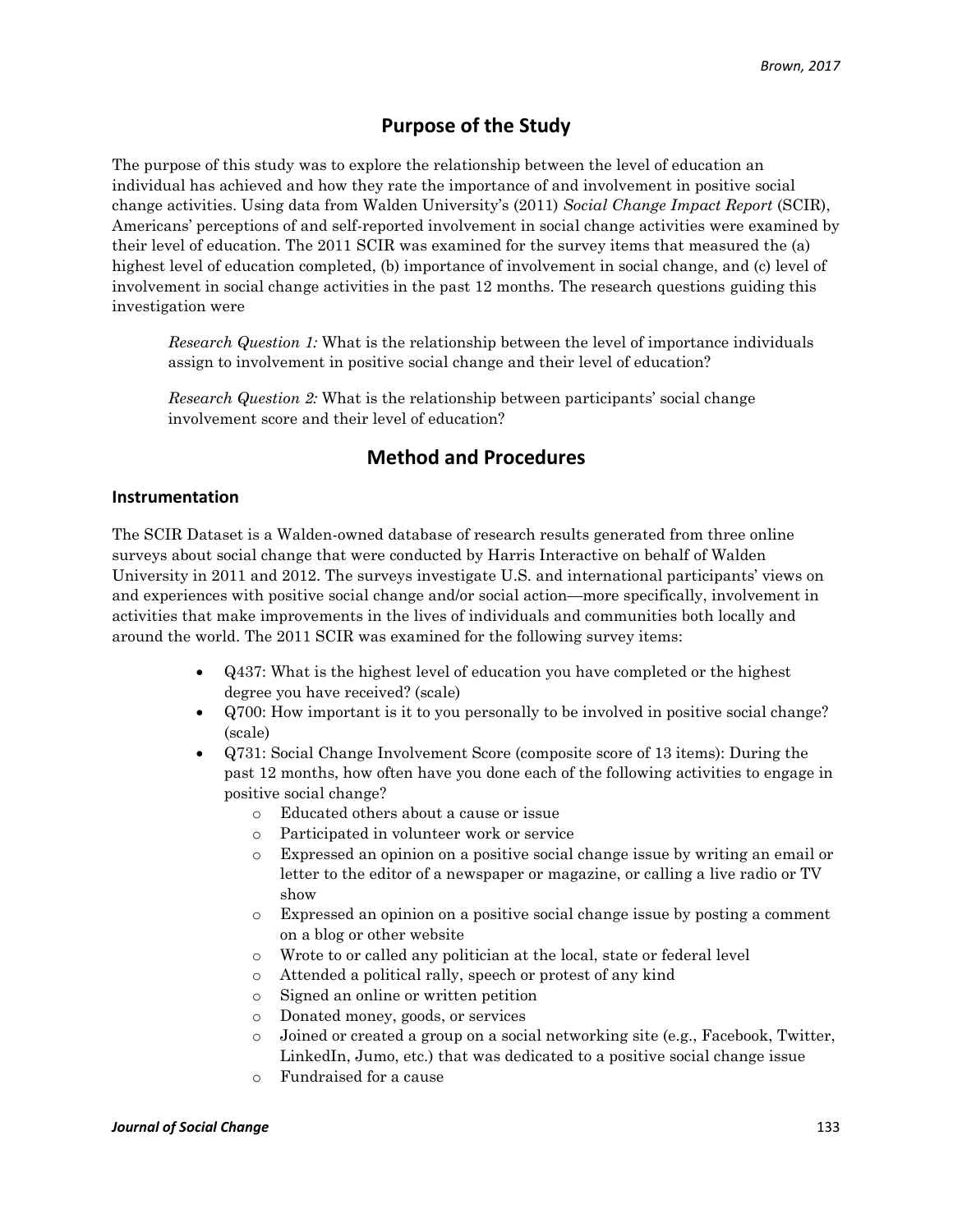## Purpose of the Study

The purpose of this study was to explore the relationship between the level of education an individual has achieved and how they rate the importance of and involvement in positive social change activities. Using data from Walden University's (2011) *Social Change Impact Report* (SCIR), Americans' perceptions of and self-reported involvement in social change activities were examined by their level of education. The 2011 SCIR was examined for the survey items that measured the (a) highest level of education completed, (b) importance of involvement in social change, and (c) level of involvement in social change activities in the past 12 months. The research questions guiding this investigation were

> *Research Question 1:* What is the relationship between the level of importance individuals assign to involvement in positive social change and their level of education?
>
> *Research Question 2:* What is the relationship between participants' social change involvement score and their level of education?

## Method and Procedures

### Instrumentation

The SCIR Dataset is a Walden-owned database of research results generated from three online surveys about social change that were conducted by Harris Interactive on behalf of Walden University in 2011 and 2012. The surveys investigate U.S. and international participants' views on and experiences with positive social change and/or social action—more specifically, involvement in activities that make improvements in the lives of individuals and communities both locally and around the world. The 2011 SCIR was examined for the following survey items:

- Q437: What is the highest level of education you have completed or the highest degree you have received? (scale)
- Q700: How important is it to you personally to be involved in positive social change? (scale)
- Q731: Social Change Involvement Score (composite score of 13 items): During the past 12 months, how often have you done each of the following activities to engage in positive social change?
  - Educated others about a cause or issue
  - Participated in volunteer work or service
  - Expressed an opinion on a positive social change issue by writing an email or letter to the editor of a newspaper or magazine, or calling a live radio or TV show
  - Expressed an opinion on a positive social change issue by posting a comment on a blog or other website
  - Wrote to or called any politician at the local, state or federal level
  - Attended a political rally, speech or protest of any kind
  - Signed an online or written petition
  - Donated money, goods, or services
  - Joined or created a group on a social networking site (e.g., Facebook, Twitter, LinkedIn, Jumo, etc.) that was dedicated to a positive social change issue
  - Fundraised for a cause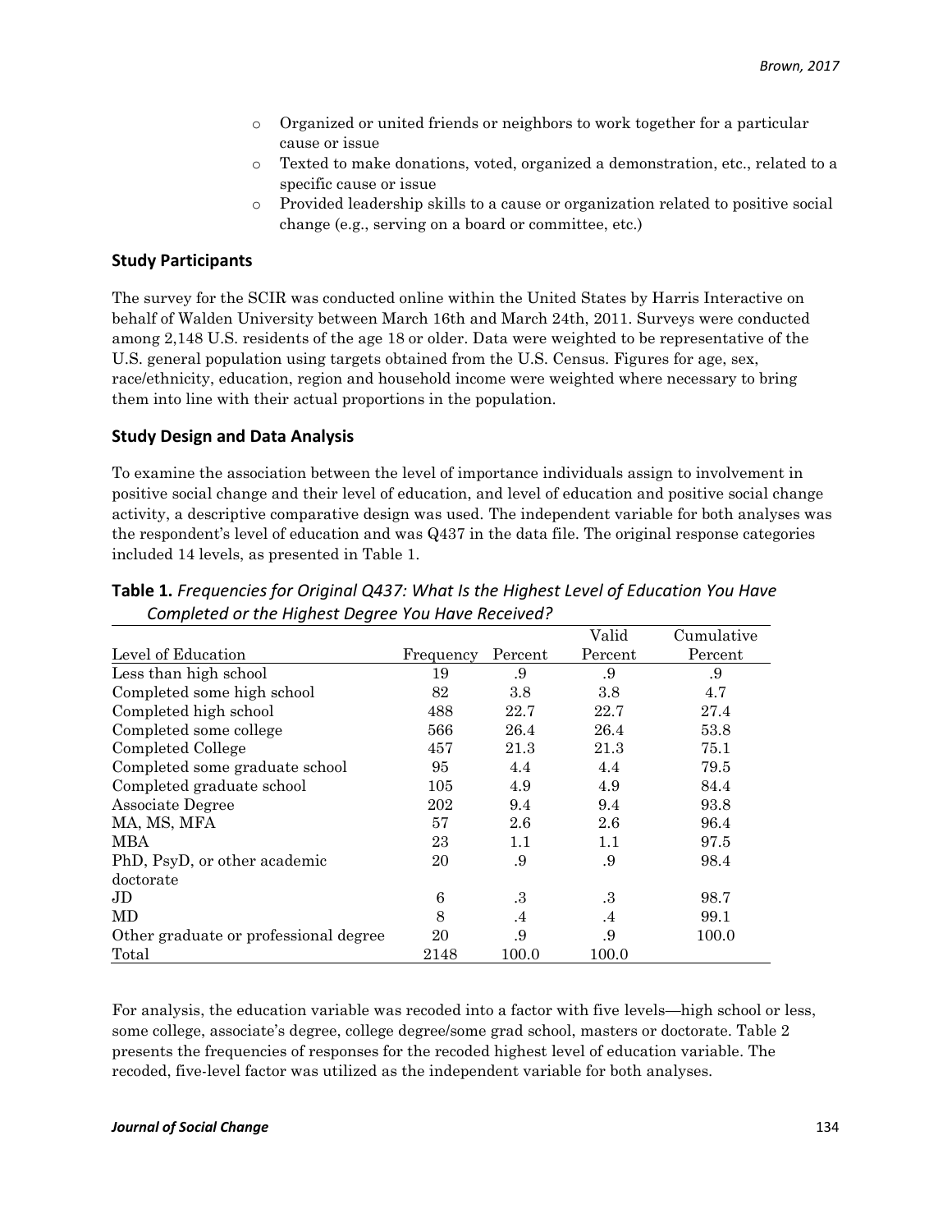- Organized or united friends or neighbors to work together for a particular cause or issue
- Texted to make donations, voted, organized a demonstration, etc., related to a specific cause or issue
- Provided leadership skills to a cause or organization related to positive social change (e.g., serving on a board or committee, etc.)

## Study Participants

The survey for the SCIR was conducted online within the United States by Harris Interactive on behalf of Walden University between March 16th and March 24th, 2011. Surveys were conducted among 2,148 U.S. residents of the age 18 or older. Data were weighted to be representative of the U.S. general population using targets obtained from the U.S. Census. Figures for age, sex, race/ethnicity, education, region and household income were weighted where necessary to bring them into line with their actual proportions in the population.

## Study Design and Data Analysis

To examine the association between the level of importance individuals assign to involvement in positive social change and their level of education, and level of education and positive social change activity, a descriptive comparative design was used. The independent variable for both analyses was the respondent's level of education and was Q437 in the data file. The original response categories included 14 levels, as presented in Table 1.

**Table 1.** *Frequencies for Original Q437: What Is the Highest Level of Education You Have Completed or the Highest Degree You Have Received?*

| Level of Education | Frequency | Percent | Valid Percent | Cumulative Percent |
|---|---|---|---|---|
| Less than high school | 19 | .9 | .9 | .9 |
| Completed some high school | 82 | 3.8 | 3.8 | 4.7 |
| Completed high school | 488 | 22.7 | 22.7 | 27.4 |
| Completed some college | 566 | 26.4 | 26.4 | 53.8 |
| Completed College | 457 | 21.3 | 21.3 | 75.1 |
| Completed some graduate school | 95 | 4.4 | 4.4 | 79.5 |
| Completed graduate school | 105 | 4.9 | 4.9 | 84.4 |
| Associate Degree | 202 | 9.4 | 9.4 | 93.8 |
| MA, MS, MFA | 57 | 2.6 | 2.6 | 96.4 |
| MBA | 23 | 1.1 | 1.1 | 97.5 |
| PhD, PsyD, or other academic doctorate | 20 | .9 | .9 | 98.4 |
| JD | 6 | .3 | .3 | 98.7 |
| MD | 8 | .4 | .4 | 99.1 |
| Other graduate or professional degree | 20 | .9 | .9 | 100.0 |
| Total | 2148 | 100.0 | 100.0 | |

For analysis, the education variable was recoded into a factor with five levels—high school or less, some college, associate's degree, college degree/some grad school, masters or doctorate. Table 2 presents the frequencies of responses for the recoded highest level of education variable. The recoded, five-level factor was utilized as the independent variable for both analyses.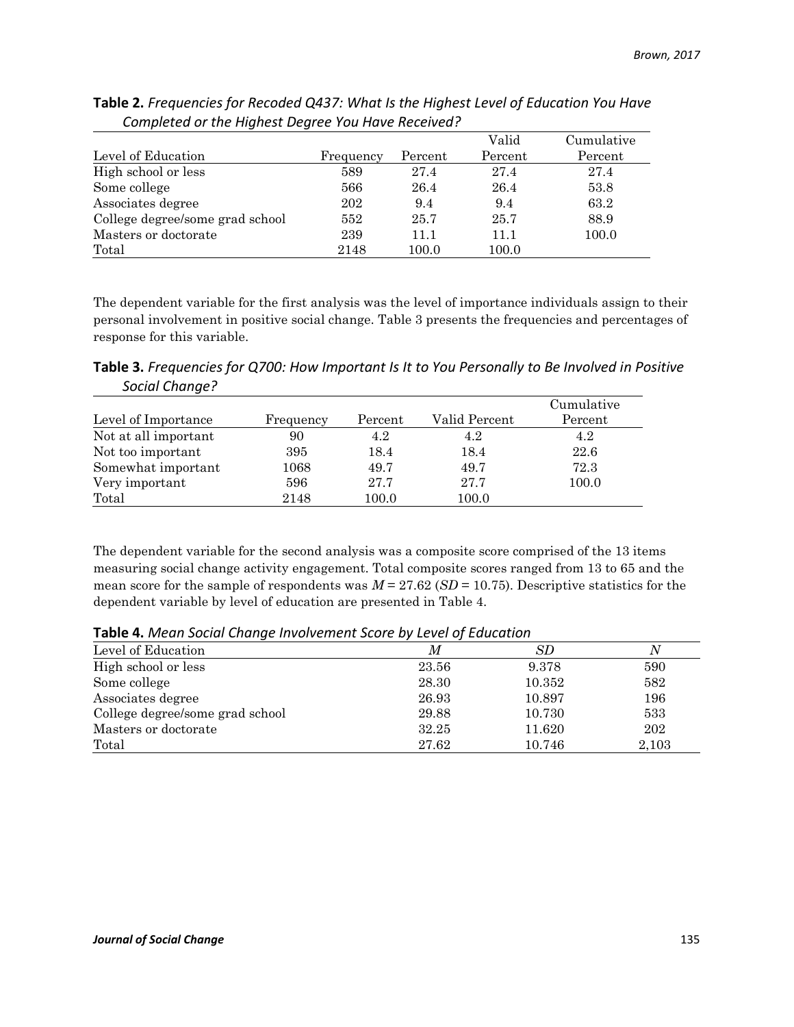**Table 2.** *Frequencies for Recoded Q437: What Is the Highest Level of Education You Have Completed or the Highest Degree You Have Received?*

| Level of Education | Frequency | Percent | Valid Percent | Cumulative Percent |
|---|---|---|---|---|
| High school or less | 589 | 27.4 | 27.4 | 27.4 |
| Some college | 566 | 26.4 | 26.4 | 53.8 |
| Associates degree | 202 | 9.4 | 9.4 | 63.2 |
| College degree/some grad school | 552 | 25.7 | 25.7 | 88.9 |
| Masters or doctorate | 239 | 11.1 | 11.1 | 100.0 |
| Total | 2148 | 100.0 | 100.0 | |

The dependent variable for the first analysis was the level of importance individuals assign to their personal involvement in positive social change. Table 3 presents the frequencies and percentages of response for this variable.

**Table 3.** *Frequencies for Q700: How Important Is It to You Personally to Be Involved in Positive Social Change?*

| Level of Importance | Frequency | Percent | Valid Percent | Cumulative Percent |
|---|---|---|---|---|
| Not at all important | 90 | 4.2 | 4.2 | 4.2 |
| Not too important | 395 | 18.4 | 18.4 | 22.6 |
| Somewhat important | 1068 | 49.7 | 49.7 | 72.3 |
| Very important | 596 | 27.7 | 27.7 | 100.0 |
| Total | 2148 | 100.0 | 100.0 | |

The dependent variable for the second analysis was a composite score comprised of the 13 items measuring social change activity engagement. Total composite scores ranged from 13 to 65 and the mean score for the sample of respondents was $M = 27.62$ ($SD = 10.75$). Descriptive statistics for the dependent variable by level of education are presented in Table 4.

**Table 4.** *Mean Social Change Involvement Score by Level of Education*

| Level of Education | *M* | *SD* | *N* |
|---|---|---|---|
| High school or less | 23.56 | 9.378 | 590 |
| Some college | 28.30 | 10.352 | 582 |
| Associates degree | 26.93 | 10.897 | 196 |
| College degree/some grad school | 29.88 | 10.730 | 533 |
| Masters or doctorate | 32.25 | 11.620 | 202 |
| Total | 27.62 | 10.746 | 2,103 |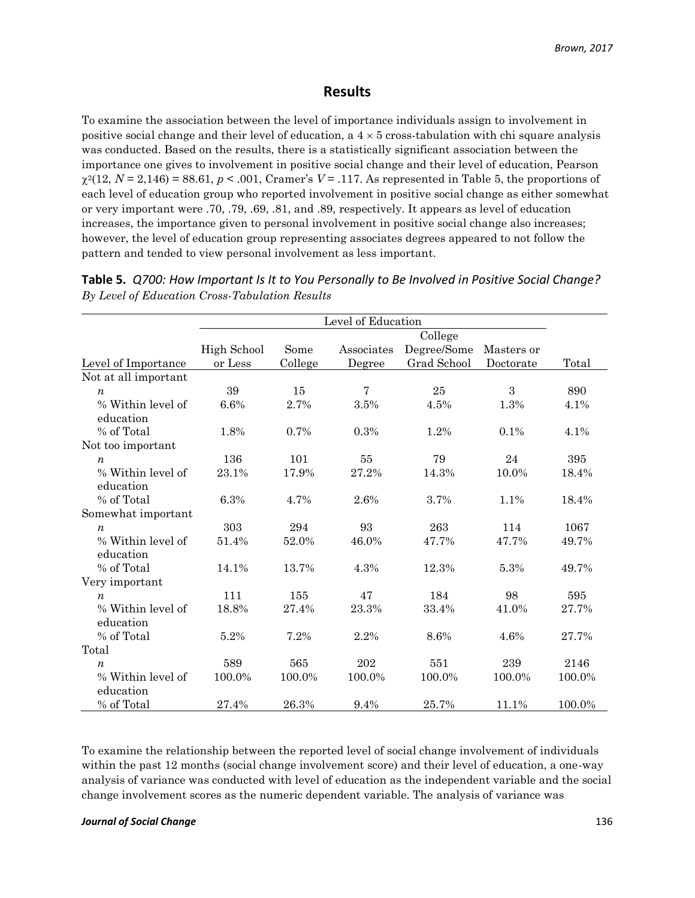## Results

To examine the association between the level of importance individuals assign to involvement in positive social change and their level of education, a 4 × 5 cross-tabulation with chi square analysis was conducted. Based on the results, there is a statistically significant association between the importance one gives to involvement in positive social change and their level of education, Pearson $\chi^2(12, N = 2{,}146) = 88.61$, $p < .001$, Cramer's $V = .117$. As represented in Table 5, the proportions of each level of education group who reported involvement in positive social change as either somewhat or very important were .70, .79, .69, .81, and .89, respectively. It appears as level of education increases, the importance given to personal involvement in positive social change also increases; however, the level of education group representing associates degrees appeared to not follow the pattern and tended to view personal involvement as less important.

**Table 5.** *Q700: How Important Is It to You Personally to Be Involved in Positive Social Change? By Level of Education Cross-Tabulation Results*

| | Level of Education | | | | | |
|---|---|---|---|---|---|---|
| Level of Importance | High School or Less | Some College | Associates Degree | College Degree/Some Grad School | Masters or Doctorate | Total |
| Not at all important | | | | | | |
| *n* | 39 | 15 | 7 | 25 | 3 | 890 |
| % Within level of education | 6.6% | 2.7% | 3.5% | 4.5% | 1.3% | 4.1% |
| % of Total | 1.8% | 0.7% | 0.3% | 1.2% | 0.1% | 4.1% |
| Not too important | | | | | | |
| *n* | 136 | 101 | 55 | 79 | 24 | 395 |
| % Within level of education | 23.1% | 17.9% | 27.2% | 14.3% | 10.0% | 18.4% |
| % of Total | 6.3% | 4.7% | 2.6% | 3.7% | 1.1% | 18.4% |
| Somewhat important | | | | | | |
| *n* | 303 | 294 | 93 | 263 | 114 | 1067 |
| % Within level of education | 51.4% | 52.0% | 46.0% | 47.7% | 47.7% | 49.7% |
| % of Total | 14.1% | 13.7% | 4.3% | 12.3% | 5.3% | 49.7% |
| Very important | | | | | | |
| *n* | 111 | 155 | 47 | 184 | 98 | 595 |
| % Within level of education | 18.8% | 27.4% | 23.3% | 33.4% | 41.0% | 27.7% |
| % of Total | 5.2% | 7.2% | 2.2% | 8.6% | 4.6% | 27.7% |
| Total | | | | | | |
| *n* | 589 | 565 | 202 | 551 | 239 | 2146 |
| % Within level of education | 100.0% | 100.0% | 100.0% | 100.0% | 100.0% | 100.0% |
| % of Total | 27.4% | 26.3% | 9.4% | 25.7% | 11.1% | 100.0% |

To examine the relationship between the reported level of social change involvement of individuals within the past 12 months (social change involvement score) and their level of education, a one-way analysis of variance was conducted with level of education as the independent variable and the social change involvement scores as the numeric dependent variable. The analysis of variance was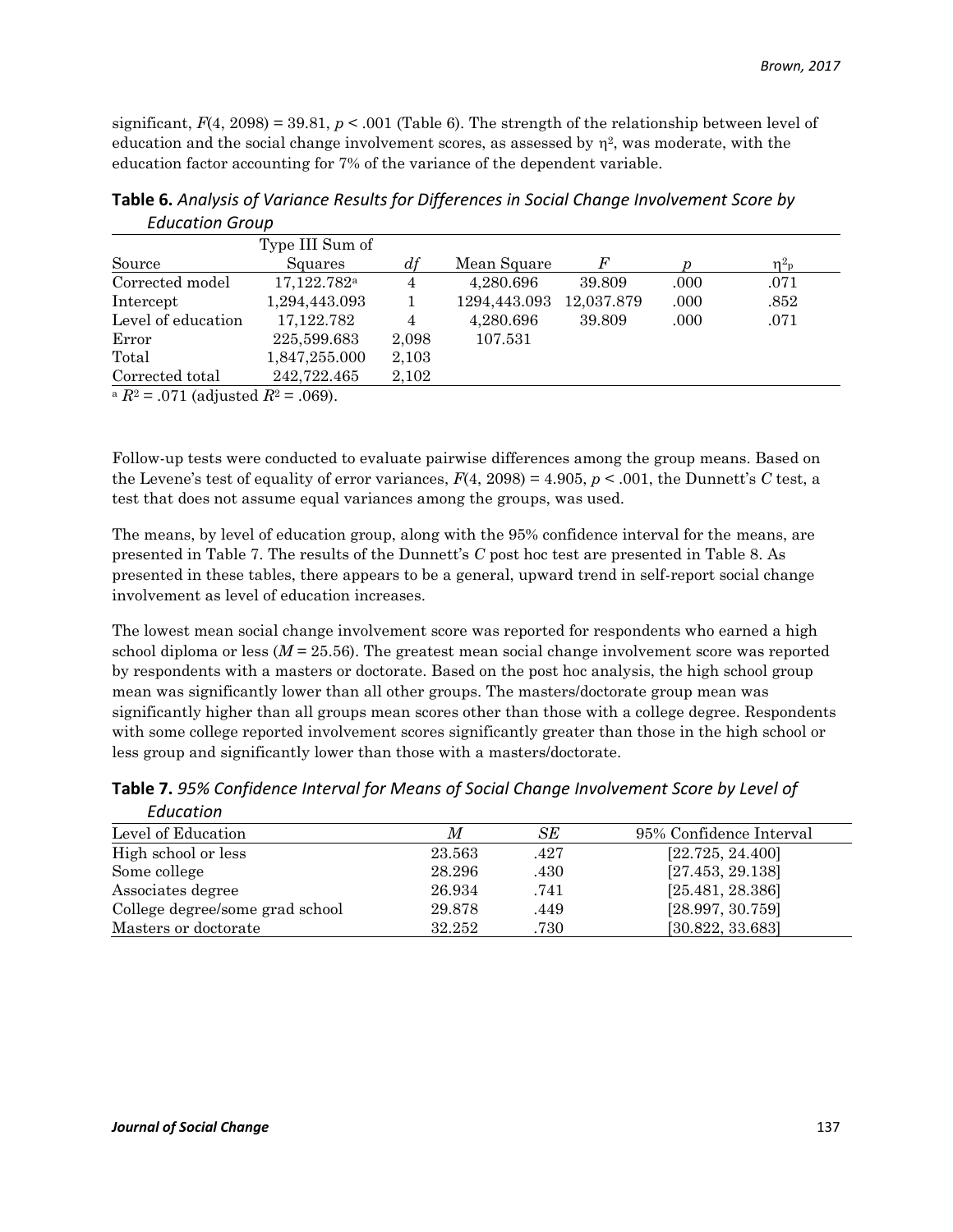significant, $F(4, 2098) = 39.81$, $p < .001$ (Table 6). The strength of the relationship between level of education and the social change involvement scores, as assessed by $\eta^2$, was moderate, with the education factor accounting for 7% of the variance of the dependent variable.

**Table 6.** *Analysis of Variance Results for Differences in Social Change Involvement Score by Education Group*

| Source | Type III Sum of Squares | *df* | Mean Square | *F* | *p* | $\eta^2_p$ |
|---|---|---|---|---|---|---|
| Corrected model | 17,122.782[a] | 4 | 4,280.696 | 39.809 | .000 | .071 |
| Intercept | 1,294,443.093 | 1 | 1294,443.093 | 12,037.879 | .000 | .852 |
| Level of education | 17,122.782 | 4 | 4,280.696 | 39.809 | .000 | .071 |
| Error | 225,599.683 | 2,098 | 107.531 | | | |
| Total | 1,847,255.000 | 2,103 | | | | |
| Corrected total | 242,722.465 | 2,102 | | | | |

[a] $R^2 = .071$ (adjusted $R^2 = .069$).

Follow-up tests were conducted to evaluate pairwise differences among the group means. Based on the Levene's test of equality of error variances, $F(4, 2098) = 4.905$, $p < .001$, the Dunnett's *C* test, a test that does not assume equal variances among the groups, was used.

The means, by level of education group, along with the 95% confidence interval for the means, are presented in Table 7. The results of the Dunnett's *C* post hoc test are presented in Table 8. As presented in these tables, there appears to be a general, upward trend in self-report social change involvement as level of education increases.

The lowest mean social change involvement score was reported for respondents who earned a high school diploma or less ($M = 25.56$). The greatest mean social change involvement score was reported by respondents with a masters or doctorate. Based on the post hoc analysis, the high school group mean was significantly lower than all other groups. The masters/doctorate group mean was significantly higher than all groups mean scores other than those with a college degree. Respondents with some college reported involvement scores significantly greater than those in the high school or less group and significantly lower than those with a masters/doctorate.

**Table 7.** *95% Confidence Interval for Means of Social Change Involvement Score by Level of Education*

| Level of Education | *M* | *SE* | 95% Confidence Interval |
|---|---|---|---|
| High school or less | 23.563 | .427 | [22.725, 24.400] |
| Some college | 28.296 | .430 | [27.453, 29.138] |
| Associates degree | 26.934 | .741 | [25.481, 28.386] |
| College degree/some grad school | 29.878 | .449 | [28.997, 30.759] |
| Masters or doctorate | 32.252 | .730 | [30.822, 33.683] |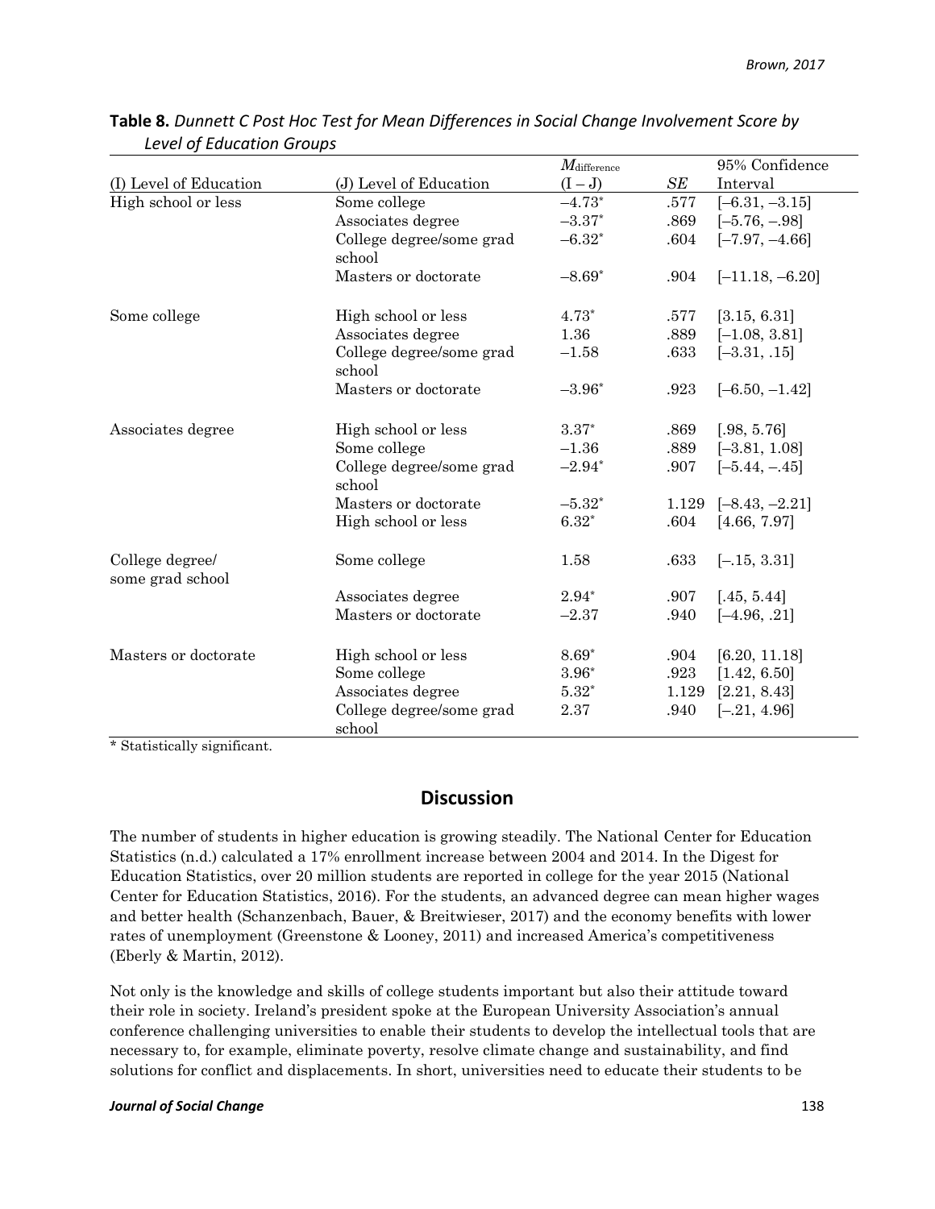**Table 8.** *Dunnett C Post Hoc Test for Mean Differences in Social Change Involvement Score by Level of Education Groups*

| (I) Level of Education | (J) Level of Education | $M_{difference}$ (I – J) | *SE* | 95% Confidence Interval |
|---|---|---|---|---|
| High school or less | Some college | –4.73* | .577 | [–6.31, –3.15] |
| | Associates degree | –3.37* | .869 | [–5.76, –.98] |
| | College degree/some grad school | –6.32* | .604 | [–7.97, –4.66] |
| | Masters or doctorate | –8.69* | .904 | [–11.18, –6.20] |
| Some college | High school or less | 4.73* | .577 | [3.15, 6.31] |
| | Associates degree | 1.36 | .889 | [–1.08, 3.81] |
| | College degree/some grad school | –1.58 | .633 | [–3.31, .15] |
| | Masters or doctorate | –3.96* | .923 | [–6.50, –1.42] |
| Associates degree | High school or less | 3.37* | .869 | [.98, 5.76] |
| | Some college | –1.36 | .889 | [–3.81, 1.08] |
| | College degree/some grad school | –2.94* | .907 | [–5.44, –.45] |
| | Masters or doctorate | –5.32* | 1.129 | [–8.43, –2.21] |
| College degree/ some grad school | High school or less | 6.32* | .604 | [4.66, 7.97] |
| | Some college | 1.58 | .633 | [–.15, 3.31] |
| | Associates degree | 2.94* | .907 | [.45, 5.44] |
| | Masters or doctorate | –2.37 | .940 | [–4.96, .21] |
| Masters or doctorate | High school or less | 8.69* | .904 | [6.20, 11.18] |
| | Some college | 3.96* | .923 | [1.42, 6.50] |
| | Associates degree | 5.32* | 1.129 | [2.21, 8.43] |
| | College degree/some grad school | 2.37 | .940 | [–.21, 4.96] |

\* Statistically significant.

## Discussion

The number of students in higher education is growing steadily. The National Center for Education Statistics (n.d.) calculated a 17% enrollment increase between 2004 and 2014. In the Digest for Education Statistics, over 20 million students are reported in college for the year 2015 (National Center for Education Statistics, 2016). For the students, an advanced degree can mean higher wages and better health (Schanzenbach, Bauer, & Breitwieser, 2017) and the economy benefits with lower rates of unemployment (Greenstone & Looney, 2011) and increased America's competitiveness (Eberly & Martin, 2012).

Not only is the knowledge and skills of college students important but also their attitude toward their role in society. Ireland's president spoke at the European University Association's annual conference challenging universities to enable their students to develop the intellectual tools that are necessary to, for example, eliminate poverty, resolve climate change and sustainability, and find solutions for conflict and displacements. In short, universities need to educate their students to be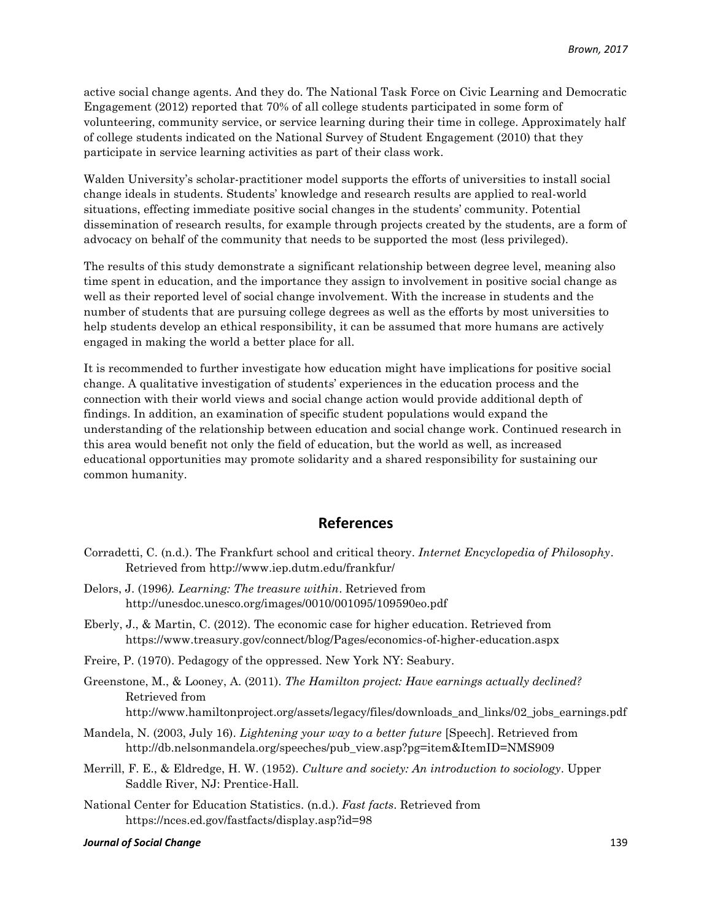active social change agents. And they do. The National Task Force on Civic Learning and Democratic Engagement (2012) reported that 70% of all college students participated in some form of volunteering, community service, or service learning during their time in college. Approximately half of college students indicated on the National Survey of Student Engagement (2010) that they participate in service learning activities as part of their class work.

Walden University's scholar-practitioner model supports the efforts of universities to install social change ideals in students. Students' knowledge and research results are applied to real-world situations, effecting immediate positive social changes in the students' community. Potential dissemination of research results, for example through projects created by the students, are a form of advocacy on behalf of the community that needs to be supported the most (less privileged).

The results of this study demonstrate a significant relationship between degree level, meaning also time spent in education, and the importance they assign to involvement in positive social change as well as their reported level of social change involvement. With the increase in students and the number of students that are pursuing college degrees as well as the efforts by most universities to help students develop an ethical responsibility, it can be assumed that more humans are actively engaged in making the world a better place for all.

It is recommended to further investigate how education might have implications for positive social change. A qualitative investigation of students' experiences in the education process and the connection with their world views and social change action would provide additional depth of findings. In addition, an examination of specific student populations would expand the understanding of the relationship between education and social change work. Continued research in this area would benefit not only the field of education, but the world as well, as increased educational opportunities may promote solidarity and a shared responsibility for sustaining our common humanity.

## References

Corradetti, C. (n.d.). The Frankfurt school and critical theory. *Internet Encyclopedia of Philosophy*. Retrieved from http://www.iep.dutm.edu/frankfur/

Delors, J. (1996*). Learning: The treasure within*. Retrieved from http://unesdoc.unesco.org/images/0010/001095/109590eo.pdf

Eberly, J., & Martin, C. (2012). The economic case for higher education. Retrieved from https://www.treasury.gov/connect/blog/Pages/economics-of-higher-education.aspx

Freire, P. (1970). Pedagogy of the oppressed. New York NY: Seabury.

Greenstone, M., & Looney, A. (2011). *The Hamilton project: Have earnings actually declined?* Retrieved from http://www.hamiltonproject.org/assets/legacy/files/downloads_and_links/02_jobs_earnings.pdf

Mandela, N. (2003, July 16). *Lightening your way to a better future* [Speech]. Retrieved from http://db.nelsonmandela.org/speeches/pub_view.asp?pg=item&ItemID=NMS909

Merrill, F. E., & Eldredge, H. W. (1952). *Culture and society: An introduction to sociology*. Upper Saddle River, NJ: Prentice-Hall.

National Center for Education Statistics. (n.d.). *Fast facts*. Retrieved from https://nces.ed.gov/fastfacts/display.asp?id=98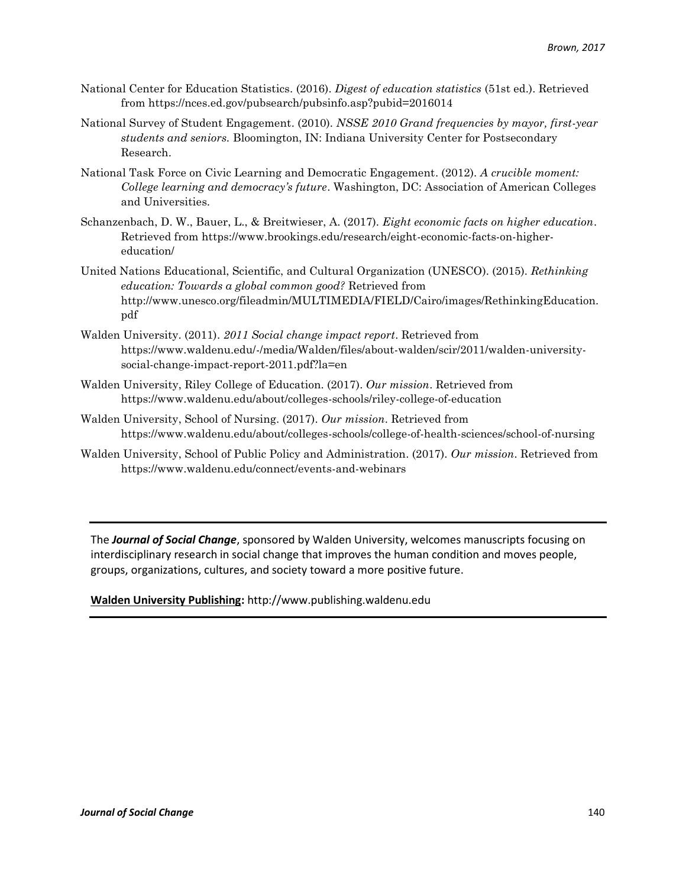National Center for Education Statistics. (2016). *Digest of education statistics* (51st ed.). Retrieved from https://nces.ed.gov/pubsearch/pubsinfo.asp?pubid=2016014

National Survey of Student Engagement. (2010). *NSSE 2010 Grand frequencies by mayor, first-year students and seniors.* Bloomington, IN: Indiana University Center for Postsecondary Research.

National Task Force on Civic Learning and Democratic Engagement. (2012). *A crucible moment: College learning and democracy's future*. Washington, DC: Association of American Colleges and Universities.

Schanzenbach, D. W., Bauer, L., & Breitwieser, A. (2017). *Eight economic facts on higher education*. Retrieved from https://www.brookings.edu/research/eight-economic-facts-on-higher-education/

United Nations Educational, Scientific, and Cultural Organization (UNESCO). (2015). *Rethinking education: Towards a global common good?* Retrieved from http://www.unesco.org/fileadmin/MULTIMEDIA/FIELD/Cairo/images/RethinkingEducation.pdf

Walden University. (2011). *2011 Social change impact report*. Retrieved from https://www.waldenu.edu/-/media/Walden/files/about-walden/scir/2011/walden-university-social-change-impact-report-2011.pdf?la=en

Walden University, Riley College of Education. (2017). *Our mission*. Retrieved from https://www.waldenu.edu/about/colleges-schools/riley-college-of-education

Walden University, School of Nursing. (2017). *Our mission*. Retrieved from https://www.waldenu.edu/about/colleges-schools/college-of-health-sciences/school-of-nursing

Walden University, School of Public Policy and Administration. (2017). *Our mission*. Retrieved from https://www.waldenu.edu/connect/events-and-webinars

---

The ***Journal of Social Change***, sponsored by Walden University, welcomes manuscripts focusing on interdisciplinary research in social change that improves the human condition and moves people, groups, organizations, cultures, and society toward a more positive future.

**Walden University Publishing:** http://www.publishing.waldenu.edu

---